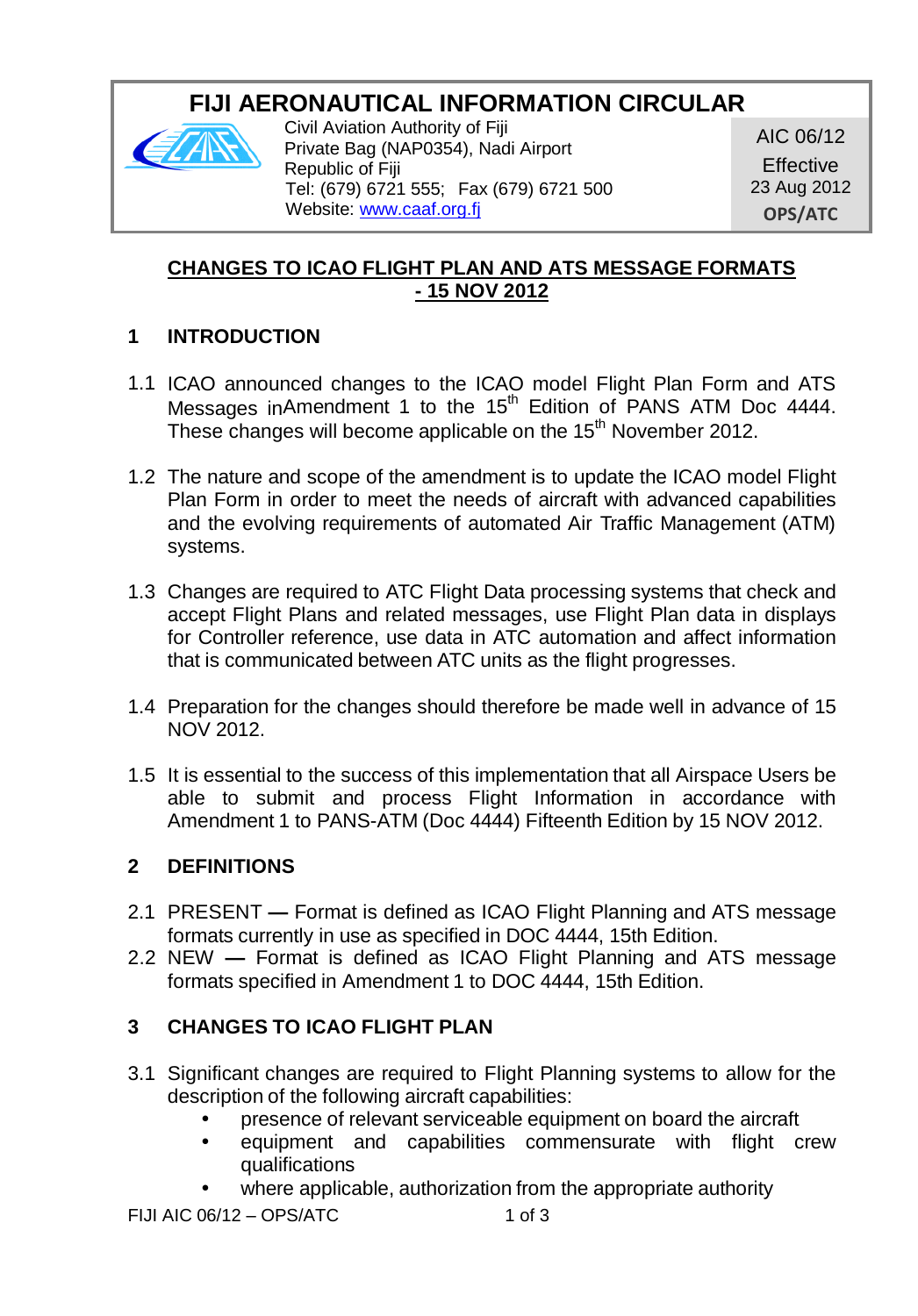# FIJI AERONAUTICAL INFORMATION CIRCULAR

Civil Aviation Authority of Fiji
Private Bag (NAP0354), Nadi Airport
Republic of Fiji
Tel: (679) 6721 555; Fax (679) 6721 500
Website: www.caaf.org.fj

AIC 06/12
Effective
23 Aug 2012
**OPS/ATC**

## CHANGES TO ICAO FLIGHT PLAN AND ATS MESSAGE FORMATS - 15 NOV 2012

### 1 INTRODUCTION

1.1 ICAO announced changes to the ICAO model Flight Plan Form and ATS Messages inAmendment 1 to the 15th Edition of PANS ATM Doc 4444. These changes will become applicable on the 15th November 2012.

1.2 The nature and scope of the amendment is to update the ICAO model Flight Plan Form in order to meet the needs of aircraft with advanced capabilities and the evolving requirements of automated Air Traffic Management (ATM) systems.

1.3 Changes are required to ATC Flight Data processing systems that check and accept Flight Plans and related messages, use Flight Plan data in displays for Controller reference, use data in ATC automation and affect information that is communicated between ATC units as the flight progresses.

1.4 Preparation for the changes should therefore be made well in advance of 15 NOV 2012.

1.5 It is essential to the success of this implementation that all Airspace Users be able to submit and process Flight Information in accordance with Amendment 1 to PANS-ATM (Doc 4444) Fifteenth Edition by 15 NOV 2012.

### 2 DEFINITIONS

2.1 PRESENT **—** Format is defined as ICAO Flight Planning and ATS message formats currently in use as specified in DOC 4444, 15th Edition.

2.2 NEW **—** Format is defined as ICAO Flight Planning and ATS message formats specified in Amendment 1 to DOC 4444, 15th Edition.

### 3 CHANGES TO ICAO FLIGHT PLAN

3.1 Significant changes are required to Flight Planning systems to allow for the description of the following aircraft capabilities:

- presence of relevant serviceable equipment on board the aircraft
- equipment and capabilities commensurate with flight crew qualifications
- where applicable, authorization from the appropriate authority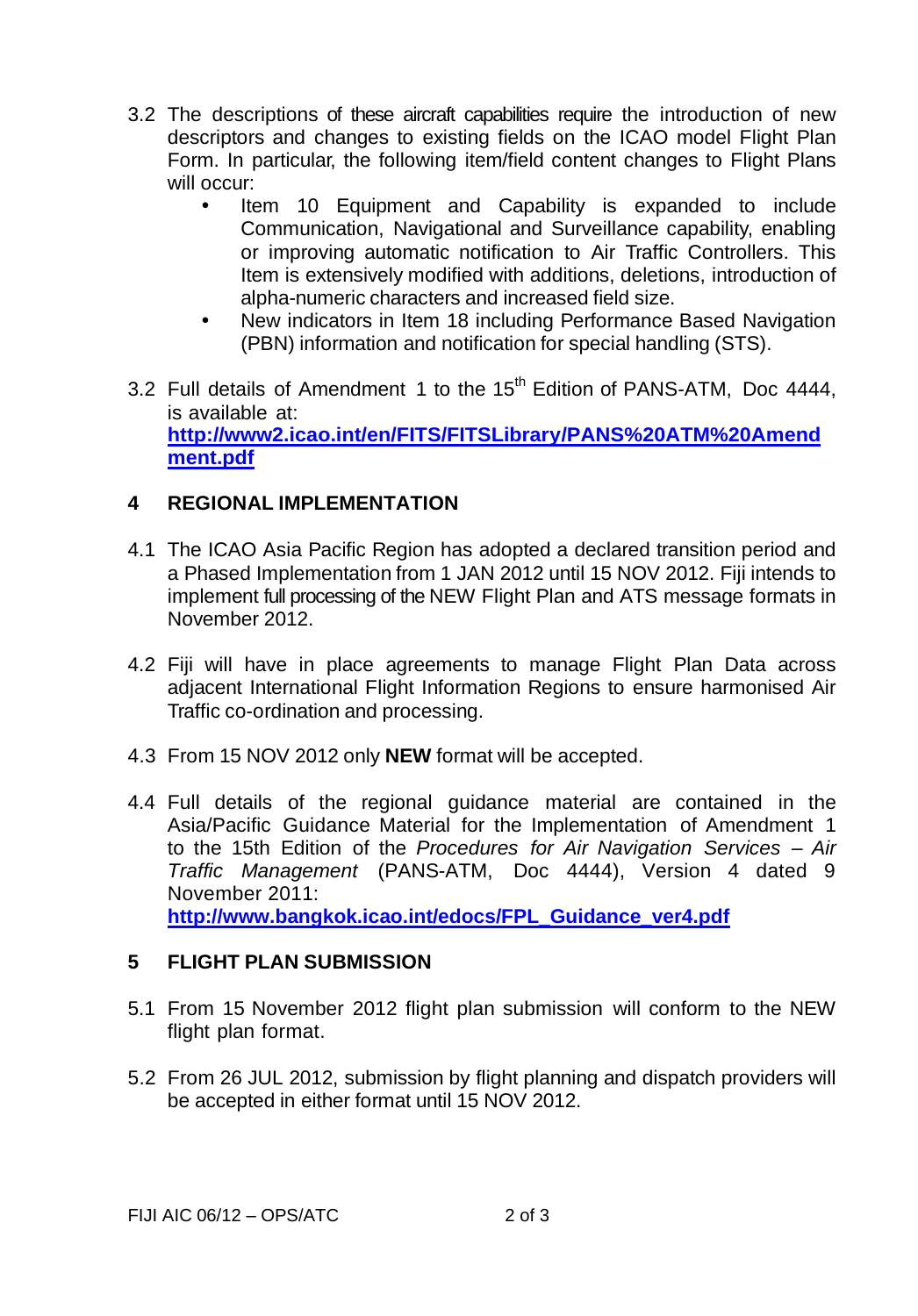3.2 The descriptions of these aircraft capabilities require the introduction of new descriptors and changes to existing fields on the ICAO model Flight Plan Form. In particular, the following item/field content changes to Flight Plans will occur:

- Item 10 Equipment and Capability is expanded to include Communication, Navigational and Surveillance capability, enabling or improving automatic notification to Air Traffic Controllers. This Item is extensively modified with additions, deletions, introduction of alpha-numeric characters and increased field size.
- New indicators in Item 18 including Performance Based Navigation (PBN) information and notification for special handling (STS).

3.2 Full details of Amendment 1 to the 15th Edition of PANS-ATM, Doc 4444, is available at: **http://www2.icao.int/en/FITS/FITSLibrary/PANS%20ATM%20Amendment.pdf**

## 4 REGIONAL IMPLEMENTATION

4.1 The ICAO Asia Pacific Region has adopted a declared transition period and a Phased Implementation from 1 JAN 2012 until 15 NOV 2012. Fiji intends to implement full processing of the NEW Flight Plan and ATS message formats in November 2012.

4.2 Fiji will have in place agreements to manage Flight Plan Data across adjacent International Flight Information Regions to ensure harmonised Air Traffic co-ordination and processing.

4.3 From 15 NOV 2012 only **NEW** format will be accepted.

4.4 Full details of the regional guidance material are contained in the Asia/Pacific Guidance Material for the Implementation of Amendment 1 to the 15th Edition of the *Procedures for Air Navigation Services – Air Traffic Management* (PANS-ATM, Doc 4444), Version 4 dated 9 November 2011: **http://www.bangkok.icao.int/edocs/FPL_Guidance_ver4.pdf**

## 5 FLIGHT PLAN SUBMISSION

5.1 From 15 November 2012 flight plan submission will conform to the NEW flight plan format.

5.2 From 26 JUL 2012, submission by flight planning and dispatch providers will be accepted in either format until 15 NOV 2012.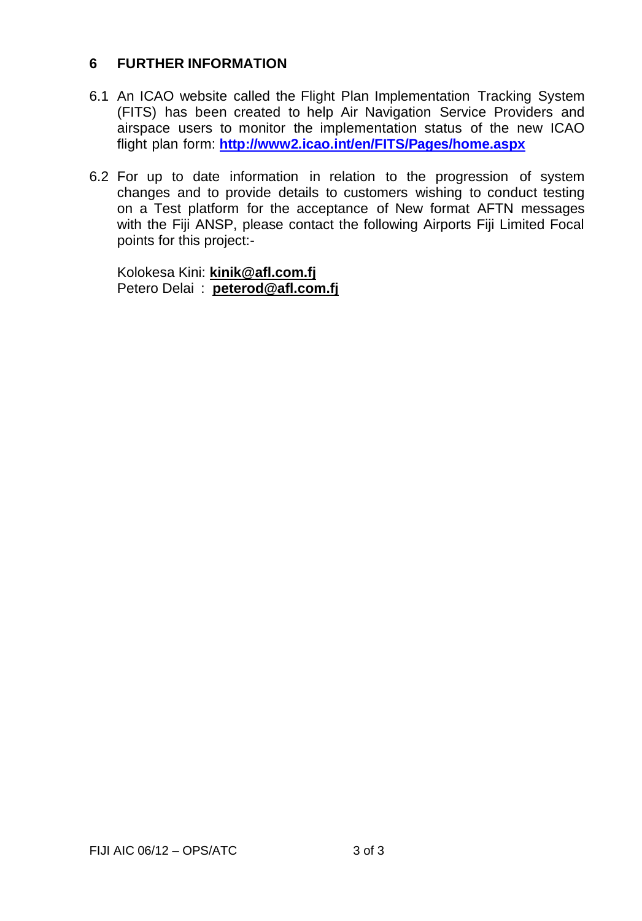## 6 FURTHER INFORMATION

6.1 An ICAO website called the Flight Plan Implementation Tracking System (FITS) has been created to help Air Navigation Service Providers and airspace users to monitor the implementation status of the new ICAO flight plan form: **http://www2.icao.int/en/FITS/Pages/home.aspx**

6.2 For up to date information in relation to the progression of system changes and to provide details to customers wishing to conduct testing on a Test platform for the acceptance of New format AFTN messages with the Fiji ANSP, please contact the following Airports Fiji Limited Focal points for this project:-

Kolokesa Kini: **kinik@afl.com.fj**
Petero Delai : **peterod@afl.com.fj**

FIJI AIC 06/12 – OPS/ATC